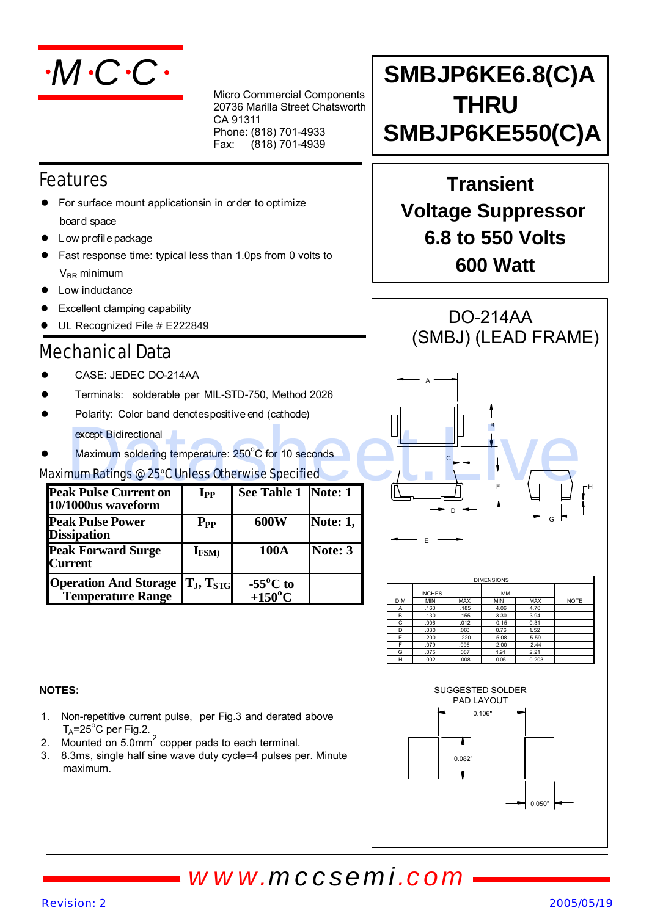·M·C·C·

Micro Commercial Components
20736 Marilla Street Chatsworth
CA 91311
Phone: (818) 701-4933
Fax: (818) 701-4939

# SMBJP6KE6.8(C)A THRU SMBJP6KE550(C)A

## Transient Voltage Suppressor 6.8 to 550 Volts 600 Watt

## Features

- For surface mount applicationsin in order to optimize board space
- Low profile package
- Fast response time: typical less than 1.0ps from 0 volts to $V_{BR}$ minimum
- Low inductance
- Excellent clamping capability
- UL Recognized File # E222849

## Mechanical Data

- CASE: JEDEC DO-214AA
- Terminals: solderable per MIL-STD-750, Method 2026
- Polarity: Color band denotespositive end (cathode) except Bidirectional
- Maximum soldering temperature: 250°C for 10 seconds

### Maximum Ratings @ 25°C Unless Otherwise Specified

| | | | |
|---|---|---|---|
| **Peak Pulse Current on 10/1000us waveform** | $I_{PP}$ | **See Table 1** | **Note: 1** |
| **Peak Pulse Power Dissipation** | $P_{PP}$ | **600W** | **Note: 1,** |
| **Peak Forward Surge Current** | $I_{FSM)}$ | **100A** | **Note: 3** |
| **Operation And Storage Temperature Range** | $T_J$, $T_{STG}$ | **-55°C to +150°C** | |

**NOTES:**

1. Non-repetitive current pulse, per Fig.3 and derated above $T_A$=25°C per Fig.2.
2. Mounted on 5.0mm[2] copper pads to each terminal.
3. 8.3ms, single half sine wave duty cycle=4 pulses per. Minute maximum.

## DO-214AA (SMBJ) (LEAD FRAME)

| DIMENSIONS | | | | | |
|---|---|---|---|---|---|
| | INCHES | | MM | | |
| DIM | MIN | MAX | MIN | MAX | NOTE |
| A | .160 | .185 | 4.06 | 4.70 | |
| B | .130 | .155 | 3.30 | 3.94 | |
| C | .006 | .012 | 0.15 | 0.31 | |
| D | .030 | .060 | 0.76 | 1.52 | |
| E | .200 | .220 | 5.08 | 5.59 | |
| F | .079 | .096 | 2.00 | 2.44 | |
| G | .075 | .087 | 1.91 | 2.21 | |
| H | .002 | .008 | 0.05 | 0.203 | |

SUGGESTED SOLDER PAD LAYOUT

0.106"
0.082"
0.050"

www.mccsemi.com

Revision: 2 2005/05/19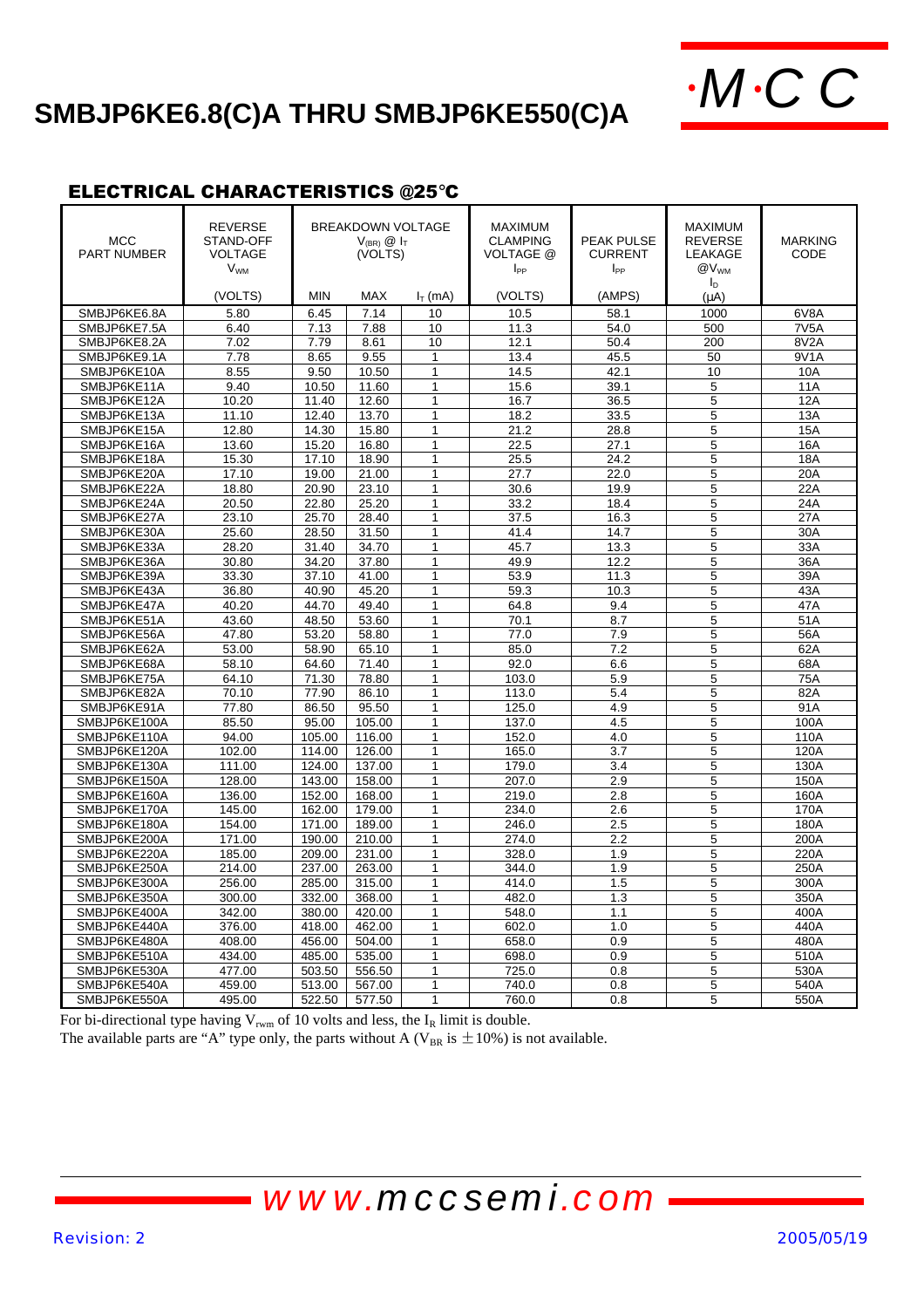# SMBJP6KE6.8(C)A THRU SMBJP6KE550(C)A

## ELECTRICAL CHARACTERISTICS @25°C

| MCC PART NUMBER | REVERSE STAND-OFF VOLTAGE $V_{WM}$ | BREAKDOWN VOLTAGE $V_{(BR)}$ @ $I_T$ (VOLTS) | | | MAXIMUM CLAMPING VOLTAGE @ $I_{PP}$ | PEAK PULSE CURRENT $I_{PP}$ | MAXIMUM REVERSE LEAKAGE @$V_{WM}$ $I_D$ | MARKING CODE |
|---|---|---|---|---|---|---|---|---|
| | (VOLTS) | MIN | MAX | $I_T$ (mA) | (VOLTS) | (AMPS) | (μA) | |
| SMBJP6KE6.8A | 5.80 | 6.45 | 7.14 | 10 | 10.5 | 58.1 | 1000 | 6V8A |
| SMBJP6KE7.5A | 6.40 | 7.13 | 7.88 | 10 | 11.3 | 54.0 | 500 | 7V5A |
| SMBJP6KE8.2A | 7.02 | 7.79 | 8.61 | 10 | 12.1 | 50.4 | 200 | 8V2A |
| SMBJP6KE9.1A | 7.78 | 8.65 | 9.55 | 1 | 13.4 | 45.5 | 50 | 9V1A |
| SMBJP6KE10A | 8.55 | 9.50 | 10.50 | 1 | 14.5 | 42.1 | 10 | 10A |
| SMBJP6KE11A | 9.40 | 10.50 | 11.60 | 1 | 15.6 | 39.1 | 5 | 11A |
| SMBJP6KE12A | 10.20 | 11.40 | 12.60 | 1 | 16.7 | 36.5 | 5 | 12A |
| SMBJP6KE13A | 11.10 | 12.40 | 13.70 | 1 | 18.2 | 33.5 | 5 | 13A |
| SMBJP6KE15A | 12.80 | 14.30 | 15.80 | 1 | 21.2 | 28.8 | 5 | 15A |
| SMBJP6KE16A | 13.60 | 15.20 | 16.80 | 1 | 22.5 | 27.1 | 5 | 16A |
| SMBJP6KE18A | 15.30 | 17.10 | 18.90 | 1 | 25.5 | 24.2 | 5 | 18A |
| SMBJP6KE20A | 17.10 | 19.00 | 21.00 | 1 | 27.7 | 22.0 | 5 | 20A |
| SMBJP6KE22A | 18.80 | 20.90 | 23.10 | 1 | 30.6 | 19.9 | 5 | 22A |
| SMBJP6KE24A | 20.50 | 22.80 | 25.20 | 1 | 33.2 | 18.4 | 5 | 24A |
| SMBJP6KE27A | 23.10 | 25.70 | 28.40 | 1 | 37.5 | 16.3 | 5 | 27A |
| SMBJP6KE30A | 25.60 | 28.50 | 31.50 | 1 | 41.4 | 14.7 | 5 | 30A |
| SMBJP6KE33A | 28.20 | 31.40 | 34.70 | 1 | 45.7 | 13.3 | 5 | 33A |
| SMBJP6KE36A | 30.80 | 34.20 | 37.80 | 1 | 49.9 | 12.2 | 5 | 36A |
| SMBJP6KE39A | 33.30 | 37.10 | 41.00 | 1 | 53.9 | 11.3 | 5 | 39A |
| SMBJP6KE43A | 36.80 | 40.90 | 45.20 | 1 | 59.3 | 10.3 | 5 | 43A |
| SMBJP6KE47A | 40.20 | 44.70 | 49.40 | 1 | 64.8 | 9.4 | 5 | 47A |
| SMBJP6KE51A | 43.60 | 48.50 | 53.60 | 1 | 70.1 | 8.7 | 5 | 51A |
| SMBJP6KE56A | 47.80 | 53.20 | 58.80 | 1 | 77.0 | 7.9 | 5 | 56A |
| SMBJP6KE62A | 53.00 | 58.90 | 65.10 | 1 | 85.0 | 7.2 | 5 | 62A |
| SMBJP6KE68A | 58.10 | 64.60 | 71.40 | 1 | 92.0 | 6.6 | 5 | 68A |
| SMBJP6KE75A | 64.10 | 71.30 | 78.80 | 1 | 103.0 | 5.9 | 5 | 75A |
| SMBJP6KE82A | 70.10 | 77.90 | 86.10 | 1 | 113.0 | 5.4 | 5 | 82A |
| SMBJP6KE91A | 77.80 | 86.50 | 95.50 | 1 | 125.0 | 4.9 | 5 | 91A |
| SMBJP6KE100A | 85.50 | 95.00 | 105.00 | 1 | 137.0 | 4.5 | 5 | 100A |
| SMBJP6KE110A | 94.00 | 105.00 | 116.00 | 1 | 152.0 | 4.0 | 5 | 110A |
| SMBJP6KE120A | 102.00 | 114.00 | 126.00 | 1 | 165.0 | 3.7 | 5 | 120A |
| SMBJP6KE130A | 111.00 | 124.00 | 137.00 | 1 | 179.0 | 3.4 | 5 | 130A |
| SMBJP6KE150A | 128.00 | 143.00 | 158.00 | 1 | 207.0 | 2.9 | 5 | 150A |
| SMBJP6KE160A | 136.00 | 152.00 | 168.00 | 1 | 219.0 | 2.8 | 5 | 160A |
| SMBJP6KE170A | 145.00 | 162.00 | 179.00 | 1 | 234.0 | 2.6 | 5 | 170A |
| SMBJP6KE180A | 154.00 | 171.00 | 189.00 | 1 | 246.0 | 2.5 | 5 | 180A |
| SMBJP6KE200A | 171.00 | 190.00 | 210.00 | 1 | 274.0 | 2.2 | 5 | 200A |
| SMBJP6KE220A | 185.00 | 209.00 | 231.00 | 1 | 328.0 | 1.9 | 5 | 220A |
| SMBJP6KE250A | 214.00 | 237.00 | 263.00 | 1 | 344.0 | 1.9 | 5 | 250A |
| SMBJP6KE300A | 256.00 | 285.00 | 315.00 | 1 | 414.0 | 1.5 | 5 | 300A |
| SMBJP6KE350A | 300.00 | 332.00 | 368.00 | 1 | 482.0 | 1.3 | 5 | 350A |
| SMBJP6KE400A | 342.00 | 380.00 | 420.00 | 1 | 548.0 | 1.1 | 5 | 400A |
| SMBJP6KE440A | 376.00 | 418.00 | 462.00 | 1 | 602.0 | 1.0 | 5 | 440A |
| SMBJP6KE480A | 408.00 | 456.00 | 504.00 | 1 | 658.0 | 0.9 | 5 | 480A |
| SMBJP6KE510A | 434.00 | 485.00 | 535.00 | 1 | 698.0 | 0.9 | 5 | 510A |
| SMBJP6KE530A | 477.00 | 503.50 | 556.50 | 1 | 725.0 | 0.8 | 5 | 530A |
| SMBJP6KE540A | 459.00 | 513.00 | 567.00 | 1 | 740.0 | 0.8 | 5 | 540A |
| SMBJP6KE550A | 495.00 | 522.50 | 577.50 | 1 | 760.0 | 0.8 | 5 | 550A |

For bi-directional type having $V_{rwm}$ of 10 volts and less, the $I_R$ limit is double.
The available parts are "A" type only, the parts without A ($V_{BR}$ is ±10%) is not available.

*www.mccsemi.com*

Revision: 2 2005/05/19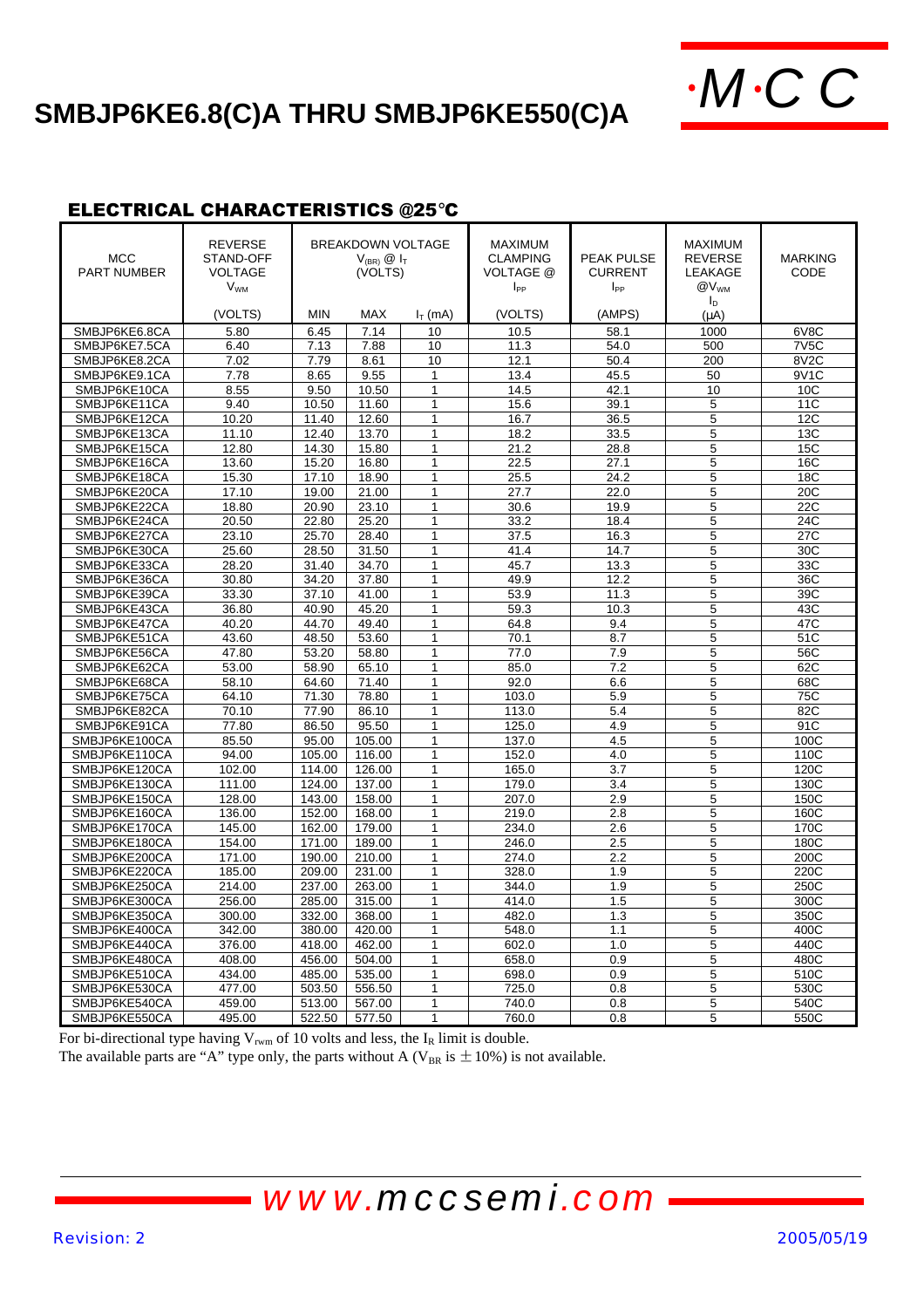# SMBJP6KE6.8(C)A THRU SMBJP6KE550(C)A

## ELECTRICAL CHARACTERISTICS @25°C

| MCC PART NUMBER | REVERSE STAND-OFF VOLTAGE $V_{WM}$ | BREAKDOWN VOLTAGE $V_{(BR)}$ @ $I_T$ (VOLTS) | | | MAXIMUM CLAMPING VOLTAGE @ $I_{PP}$ | PEAK PULSE CURRENT $I_{PP}$ | MAXIMUM REVERSE LEAKAGE @$V_{WM}$ $I_D$ | MARKING CODE |
|---|---|---|---|---|---|---|---|---|
| | (VOLTS) | MIN | MAX | $I_T$ (mA) | (VOLTS) | (AMPS) | (μA) | |
| SMBJP6KE6.8CA | 5.80 | 6.45 | 7.14 | 10 | 10.5 | 58.1 | 1000 | 6V8C |
| SMBJP6KE7.5CA | 6.40 | 7.13 | 7.88 | 10 | 11.3 | 54.0 | 500 | 7V5C |
| SMBJP6KE8.2CA | 7.02 | 7.79 | 8.61 | 10 | 12.1 | 50.4 | 200 | 8V2C |
| SMBJP6KE9.1CA | 7.78 | 8.65 | 9.55 | 1 | 13.4 | 45.5 | 50 | 9V1C |
| SMBJP6KE10CA | 8.55 | 9.50 | 10.50 | 1 | 14.5 | 42.1 | 10 | 10C |
| SMBJP6KE11CA | 9.40 | 10.50 | 11.60 | 1 | 15.6 | 39.1 | 5 | 11C |
| SMBJP6KE12CA | 10.20 | 11.40 | 12.60 | 1 | 16.7 | 36.5 | 5 | 12C |
| SMBJP6KE13CA | 11.10 | 12.40 | 13.70 | 1 | 18.2 | 33.5 | 5 | 13C |
| SMBJP6KE15CA | 12.80 | 14.30 | 15.80 | 1 | 21.2 | 28.8 | 5 | 15C |
| SMBJP6KE16CA | 13.60 | 15.20 | 16.80 | 1 | 22.5 | 27.1 | 5 | 16C |
| SMBJP6KE18CA | 15.30 | 17.10 | 18.90 | 1 | 25.5 | 24.2 | 5 | 18C |
| SMBJP6KE20CA | 17.10 | 19.00 | 21.00 | 1 | 27.7 | 22.0 | 5 | 20C |
| SMBJP6KE22CA | 18.80 | 20.90 | 23.10 | 1 | 30.6 | 19.9 | 5 | 22C |
| SMBJP6KE24CA | 20.50 | 22.80 | 25.20 | 1 | 33.2 | 18.4 | 5 | 24C |
| SMBJP6KE27CA | 23.10 | 25.70 | 28.40 | 1 | 37.5 | 16.3 | 5 | 27C |
| SMBJP6KE30CA | 25.60 | 28.50 | 31.50 | 1 | 41.4 | 14.7 | 5 | 30C |
| SMBJP6KE33CA | 28.20 | 31.40 | 34.70 | 1 | 45.7 | 13.3 | 5 | 33C |
| SMBJP6KE36CA | 30.80 | 34.20 | 37.80 | 1 | 49.9 | 12.2 | 5 | 36C |
| SMBJP6KE39CA | 33.30 | 37.10 | 41.00 | 1 | 53.9 | 11.3 | 5 | 39C |
| SMBJP6KE43CA | 36.80 | 40.90 | 45.20 | 1 | 59.3 | 10.3 | 5 | 43C |
| SMBJP6KE47CA | 40.20 | 44.70 | 49.40 | 1 | 64.8 | 9.4 | 5 | 47C |
| SMBJP6KE51CA | 43.60 | 48.50 | 53.60 | 1 | 70.1 | 8.7 | 5 | 51C |
| SMBJP6KE56CA | 47.80 | 53.20 | 58.80 | 1 | 77.0 | 7.9 | 5 | 56C |
| SMBJP6KE62CA | 53.00 | 58.90 | 65.10 | 1 | 85.0 | 7.2 | 5 | 62C |
| SMBJP6KE68CA | 58.10 | 64.60 | 71.40 | 1 | 92.0 | 6.6 | 5 | 68C |
| SMBJP6KE75CA | 64.10 | 71.30 | 78.80 | 1 | 103.0 | 5.9 | 5 | 75C |
| SMBJP6KE82CA | 70.10 | 77.90 | 86.10 | 1 | 113.0 | 5.4 | 5 | 82C |
| SMBJP6KE91CA | 77.80 | 86.50 | 95.50 | 1 | 125.0 | 4.9 | 5 | 91C |
| SMBJP6KE100CA | 85.50 | 95.00 | 105.00 | 1 | 137.0 | 4.5 | 5 | 100C |
| SMBJP6KE110CA | 94.00 | 105.00 | 116.00 | 1 | 152.0 | 4.0 | 5 | 110C |
| SMBJP6KE120CA | 102.00 | 114.00 | 126.00 | 1 | 165.0 | 3.7 | 5 | 120C |
| SMBJP6KE130CA | 111.00 | 124.00 | 137.00 | 1 | 179.0 | 3.4 | 5 | 130C |
| SMBJP6KE150CA | 128.00 | 143.00 | 158.00 | 1 | 207.0 | 2.9 | 5 | 150C |
| SMBJP6KE160CA | 136.00 | 152.00 | 168.00 | 1 | 219.0 | 2.8 | 5 | 160C |
| SMBJP6KE170CA | 145.00 | 162.00 | 179.00 | 1 | 234.0 | 2.6 | 5 | 170C |
| SMBJP6KE180CA | 154.00 | 171.00 | 189.00 | 1 | 246.0 | 2.5 | 5 | 180C |
| SMBJP6KE200CA | 171.00 | 190.00 | 210.00 | 1 | 274.0 | 2.2 | 5 | 200C |
| SMBJP6KE220CA | 185.00 | 209.00 | 231.00 | 1 | 328.0 | 1.9 | 5 | 220C |
| SMBJP6KE250CA | 214.00 | 237.00 | 263.00 | 1 | 344.0 | 1.9 | 5 | 250C |
| SMBJP6KE300CA | 256.00 | 285.00 | 315.00 | 1 | 414.0 | 1.5 | 5 | 300C |
| SMBJP6KE350CA | 300.00 | 332.00 | 368.00 | 1 | 482.0 | 1.3 | 5 | 350C |
| SMBJP6KE400CA | 342.00 | 380.00 | 420.00 | 1 | 548.0 | 1.1 | 5 | 400C |
| SMBJP6KE440CA | 376.00 | 418.00 | 462.00 | 1 | 602.0 | 1.0 | 5 | 440C |
| SMBJP6KE480CA | 408.00 | 456.00 | 504.00 | 1 | 658.0 | 0.9 | 5 | 480C |
| SMBJP6KE510CA | 434.00 | 485.00 | 535.00 | 1 | 698.0 | 0.9 | 5 | 510C |
| SMBJP6KE530CA | 477.00 | 503.50 | 556.50 | 1 | 725.0 | 0.8 | 5 | 530C |
| SMBJP6KE540CA | 459.00 | 513.00 | 567.00 | 1 | 740.0 | 0.8 | 5 | 540C |
| SMBJP6KE550CA | 495.00 | 522.50 | 577.50 | 1 | 760.0 | 0.8 | 5 | 550C |

For bi-directional type having $V_{rwm}$ of 10 volts and less, the $I_R$ limit is double.

The available parts are "A" type only, the parts without A ($V_{BR}$ is ±10%) is not available.

*www.mccsemi.com*

Revision: 2 2005/05/19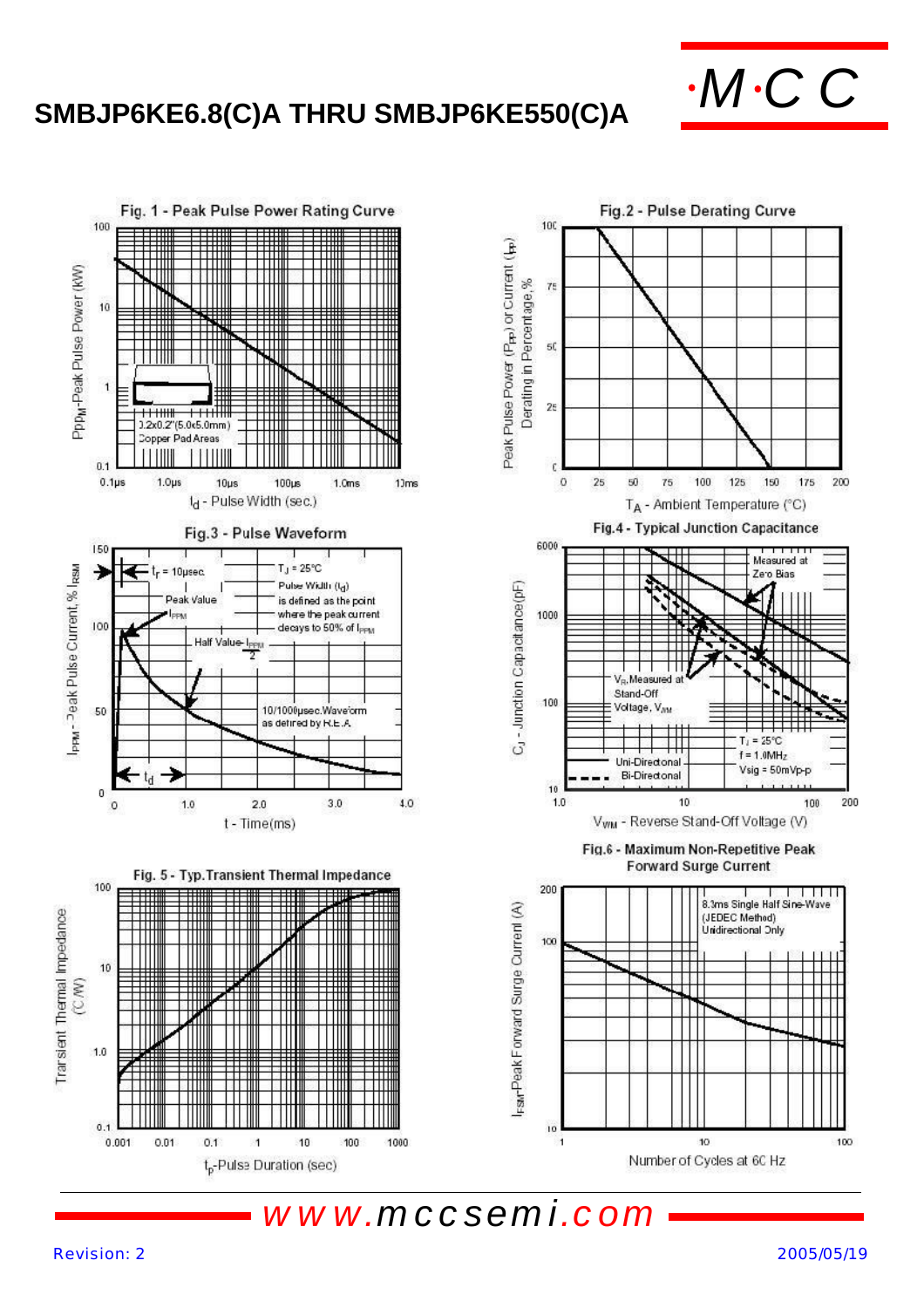# SMBJP6KE6.8(C)A THRU SMBJP6KE550(C)A

**Fig. 1 - Peak Pulse Power Rating Curve**

$P_{PM}$-Peak Pulse Power (kW)

100
10
1
0.1

0.1µs
1.0µs
10µs
100µs
1.0ms
10ms

$t_d$ - Pulse Width (sec.)

0.2x0.2"(5.0x5.0mm) Copper Pad Areas

**Fig.2 - Pulse Derating Curve**

Peak Pulse Power ($P_{PP}$) or Current ($I_{PP}$) Derating in Percentage,%

100
75
50
25
0

0
25
50
75
100
125
150
175
200

$T_A$ - Ambient Temperature (°C)

**Fig.3 - Pulse Waveform**

$I_{PPM}$ - Peak Pulse Current, % $I_{RSM}$

150
100
50
0

0
1.0
2.0
3.0
4.0

t - Time(ms)

$t_r$ = 10µsec.

Peak Value $I_{PPM}$

$T_J$ = 25°C
Pulse Width ($t_d$) is defined as the point where the peak current decays to 50% of $I_{PPM}$

Half Value- $\frac{I_{PPM}}{2}$

10/1000µsec.Waveform as defined by R.E.A.

$t_d$

**Fig.4 - Typical Junction Capacitance**

$C_J$ - Junction Capacitance(pF)

6000
1000
100
10

1.0
10
100
200

$V_{WM}$ - Reverse Stand-Off Voltage (V)

Measured at Zero Bias

$V_R$,Measured at Stand-Off Voltage, $V_{WM}$

$T_J$ = 25°C
f = 1.0MHz
Vsig = 50mVp-p

Uni-Directional
Bi-Directional

**Fig. 5 - Typ.Transient Thermal Impedance**

Transient Thermal Impedance (°C/W)

100
10
1.0
0.1

0.001
0.01
0.1
1
10
100
1000

$t_p$-Pulse Duration (sec)

**Fig.6 - Maximum Non-Repetitive Peak Forward Surge Current**

$I_{FSM}$-Peak Forward Surge Current (A)

200
100
10

1
10
100

Number of Cycles at 60 Hz

8.3ms Single Half Sine-Wave (JEDEC Method) Unidirectional Only

www.mccsemi.com

Revision: 2

2005/05/19